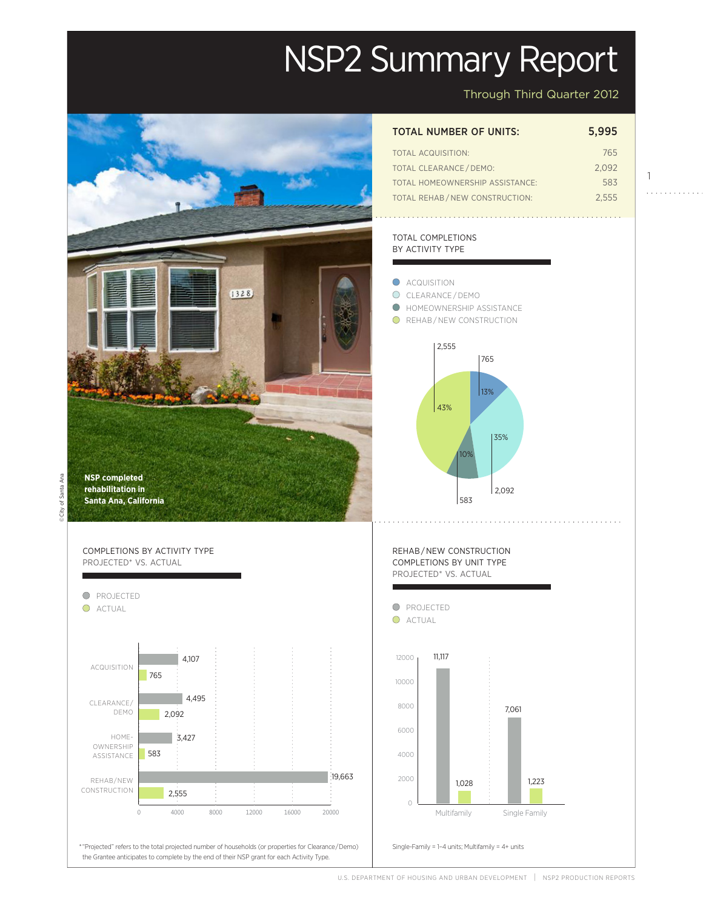# NSP2 Summary Report

Through Third Quarter 2012

| TOTAL NUMBER OF UNITS: | 5,995 |
|---|---|
| TOTAL ACQUISITION: | 765 |
| TOTAL CLEARANCE / DEMO: | 2,092 |
| TOTAL HOMEOWNERSHIP ASSISTANCE: | 583 |
| TOTAL REHAB / NEW CONSTRUCTION: | 2,555 |

NSP completed rehabilitation in Santa Ana, California

© City of Santa Ana

## TOTAL COMPLETIONS BY ACTIVITY TYPE

| Activity Type | Units | Percent |
|---|---|---|
| ACQUISITION | 765 | 13% |
| CLEARANCE / DEMO | 2,092 | 35% |
| HOMEOWNERSHIP ASSISTANCE | 583 | 10% |
| REHAB / NEW CONSTRUCTION | 2,555 | 43% |

## COMPLETIONS BY ACTIVITY TYPE PROJECTED* VS. ACTUAL

| Activity Type | Projected | Actual |
|---|---|---|
| ACQUISITION | 4,107 | 765 |
| CLEARANCE/ DEMO | 4,495 | 2,092 |
| HOME-OWNERSHIP ASSISTANCE | 3,427 | 583 |
| REHAB/NEW CONSTRUCTION | 19,663 | 2,555 |

* "Projected" refers to the total projected number of households (or properties for Clearance/Demo) the Grantee anticipates to complete by the end of their NSP grant for each Activity Type.

## REHAB / NEW CONSTRUCTION COMPLETIONS BY UNIT TYPE PROJECTED* VS. ACTUAL

| Unit Type | Projected | Actual |
|---|---|---|
| Multifamily | 11,117 | 1,028 |
| Single Family | 7,061 | 1,223 |

Single-Family = 1–4 units; Multifamily = 4+ units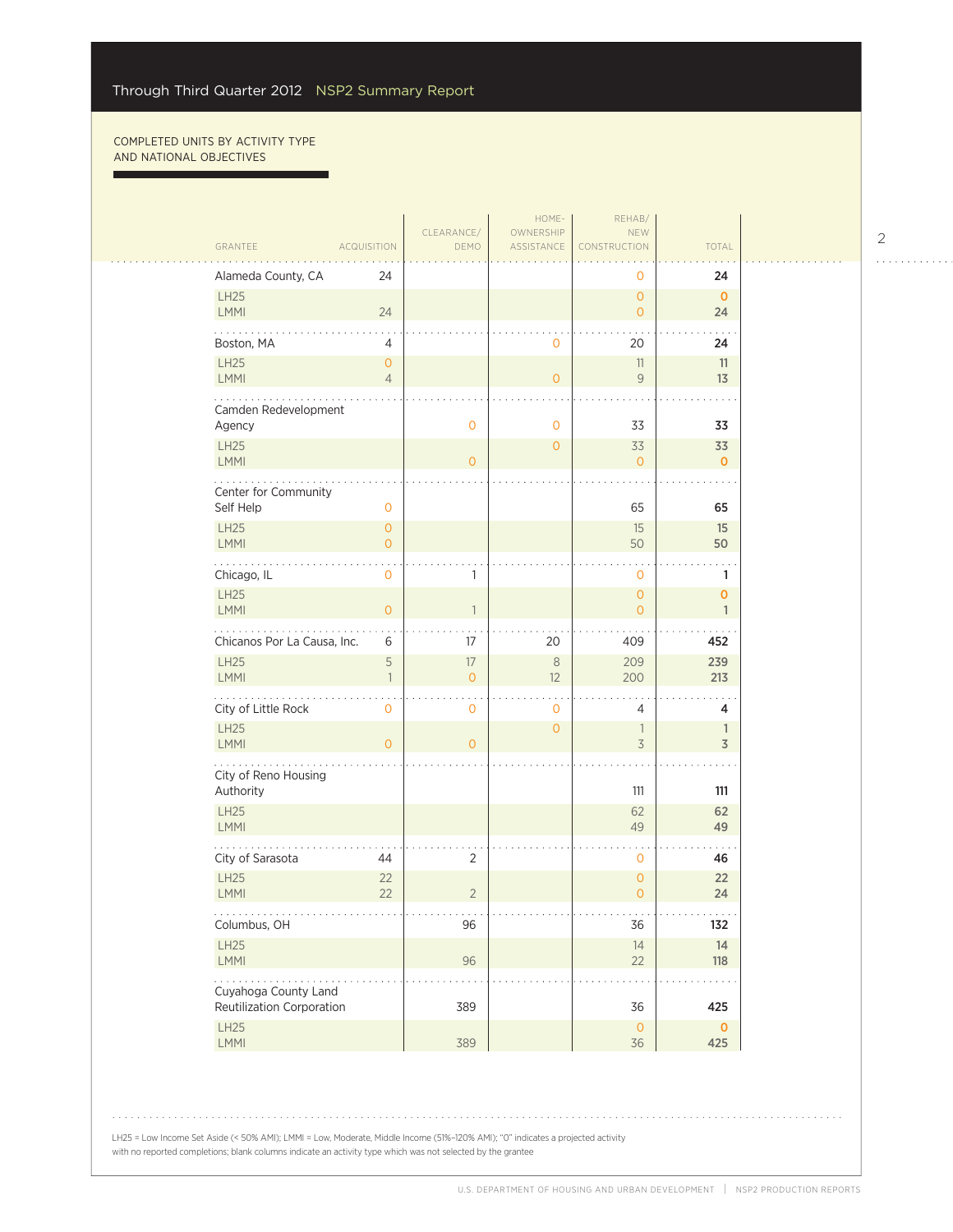COMPLETED UNITS BY ACTIVITY TYPE AND NATIONAL OBJECTIVES

| GRANTEE | ACQUISITION | CLEARANCE/ DEMO | HOME-OWNERSHIP ASSISTANCE | REHAB/ NEW CONSTRUCTION | TOTAL |
|---|---|---|---|---|---|
| **Alameda County, CA** | 24 | | | 0 | **24** |
| LH25 | | | | 0 | **0** |
| LMMI | 24 | | | 0 | **24** |
| **Boston, MA** | 4 | | 0 | 20 | **24** |
| LH25 | 0 | | | 11 | **11** |
| LMMI | 4 | | 0 | 9 | **13** |
| **Camden Redevelopment Agency** | | 0 | 0 | 33 | **33** |
| LH25 | | | 0 | 33 | **33** |
| LMMI | | 0 | | 0 | **0** |
| **Center for Community Self Help** | 0 | | | 65 | **65** |
| LH25 | 0 | | | 15 | **15** |
| LMMI | 0 | | | 50 | **50** |
| **Chicago, IL** | 0 | 1 | | 0 | **1** |
| LH25 | | | | 0 | **0** |
| LMMI | 0 | 1 | | 0 | **1** |
| **Chicanos Por La Causa, Inc.** | 6 | 17 | 20 | 409 | **452** |
| LH25 | 5 | 17 | 8 | 209 | **239** |
| LMMI | 1 | 0 | 12 | 200 | **213** |
| **City of Little Rock** | 0 | 0 | 0 | 4 | **4** |
| LH25 | | | 0 | 1 | **1** |
| LMMI | 0 | 0 | | 3 | **3** |
| **City of Reno Housing Authority** | | | | 111 | **111** |
| LH25 | | | | 62 | **62** |
| LMMI | | | | 49 | **49** |
| **City of Sarasota** | 44 | 2 | | 0 | **46** |
| LH25 | 22 | | | 0 | **22** |
| LMMI | 22 | 2 | | 0 | **24** |
| **Columbus, OH** | | 96 | | 36 | **132** |
| LH25 | | | | 14 | **14** |
| LMMI | | 96 | | 22 | **118** |
| **Cuyahoga County Land Reutilization Corporation** | | 389 | | 36 | **425** |
| LH25 | | | | 0 | **0** |
| LMMI | | 389 | | 36 | **425** |

LH25 = Low Income Set Aside (< 50% AMI); LMMI = Low, Moderate, Middle Income (51%–120% AMI); "0" indicates a projected activity with no reported completions; blank columns indicate an activity type which was not selected by the grantee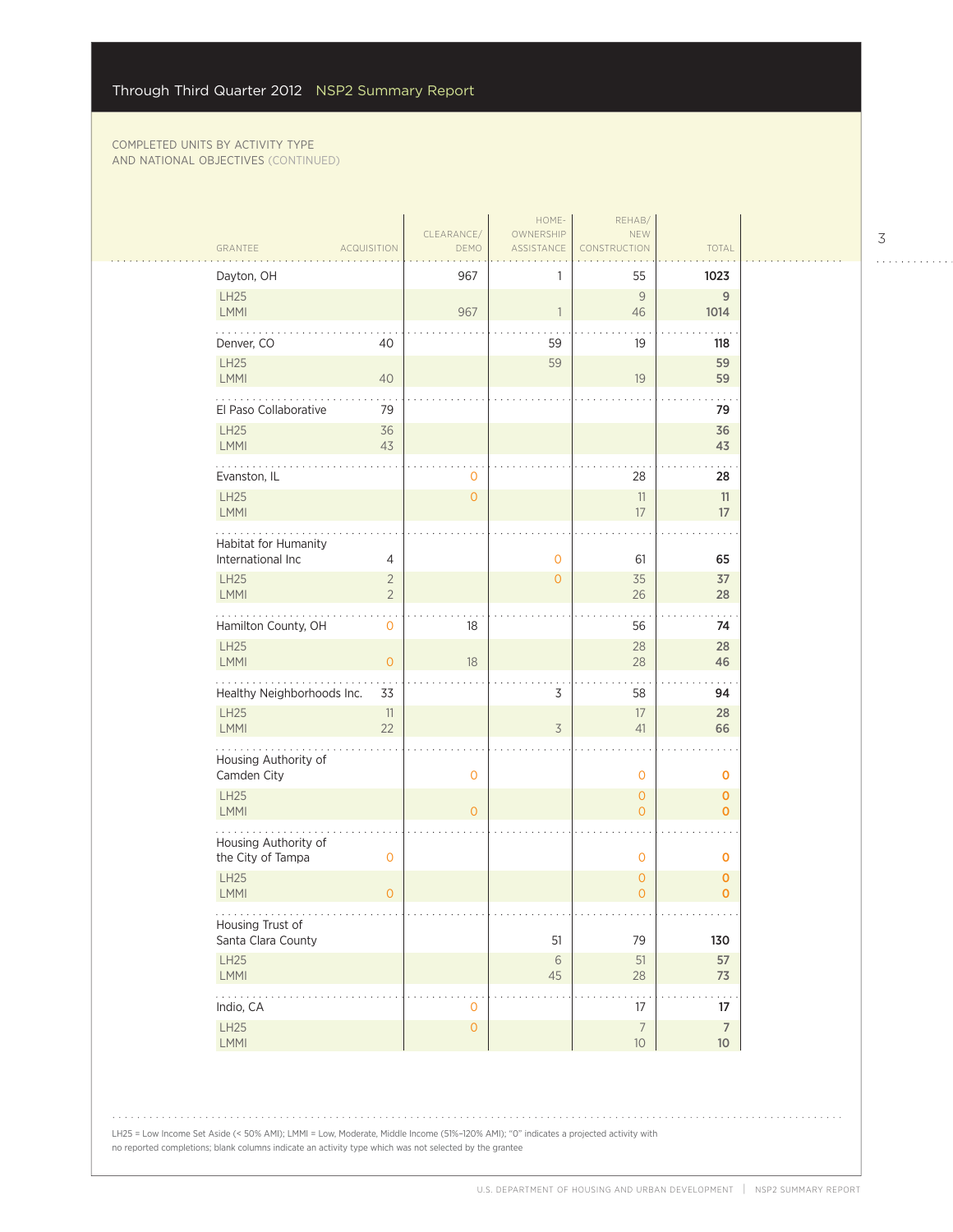Through Third Quarter 2012 NSP2 Summary Report

COMPLETED UNITS BY ACTIVITY TYPE AND NATIONAL OBJECTIVES (CONTINUED)

| GRANTEE | ACQUISITION | CLEARANCE/ DEMO | HOME-OWNERSHIP ASSISTANCE | REHAB/ NEW CONSTRUCTION | TOTAL |
|---|---|---|---|---|---|
| **Dayton, OH** | | 967 | 1 | 55 | **1023** |
| LH25 | | | | 9 | 9 |
| LMMI | | 967 | 1 | 46 | 1014 |
| **Denver, CO** | 40 | | 59 | 19 | **118** |
| LH25 | | | 59 | | 59 |
| LMMI | 40 | | | 19 | 59 |
| **El Paso Collaborative** | 79 | | | | **79** |
| LH25 | 36 | | | | 36 |
| LMMI | 43 | | | | 43 |
| **Evanston, IL** | | 0 | | 28 | **28** |
| LH25 | | 0 | | 11 | 11 |
| LMMI | | | | 17 | 17 |
| **Habitat for Humanity International Inc** | 4 | | 0 | 61 | **65** |
| LH25 | 2 | | 0 | 35 | 37 |
| LMMI | 2 | | | 26 | 28 |
| **Hamilton County, OH** | 0 | 18 | | 56 | **74** |
| LH25 | | | | 28 | 28 |
| LMMI | 0 | 18 | | 28 | 46 |
| **Healthy Neighborhoods Inc.** | 33 | | 3 | 58 | **94** |
| LH25 | 11 | | | 17 | 28 |
| LMMI | 22 | | 3 | 41 | 66 |
| **Housing Authority of Camden City** | | 0 | | 0 | **0** |
| LH25 | | | | 0 | 0 |
| LMMI | | 0 | | 0 | 0 |
| **Housing Authority of the City of Tampa** | 0 | | | 0 | **0** |
| LH25 | | | | 0 | 0 |
| LMMI | 0 | | | 0 | 0 |
| **Housing Trust of Santa Clara County** | | | 51 | 79 | **130** |
| LH25 | | | 6 | 51 | 57 |
| LMMI | | | 45 | 28 | 73 |
| **Indio, CA** | | 0 | | 17 | **17** |
| LH25 | | 0 | | 7 | 7 |
| LMMI | | | | 10 | 10 |

LH25 = Low Income Set Aside (< 50% AMI); LMMI = Low, Moderate, Middle Income (51%–120% AMI); "0" indicates a projected activity with no reported completions; blank columns indicate an activity type which was not selected by the grantee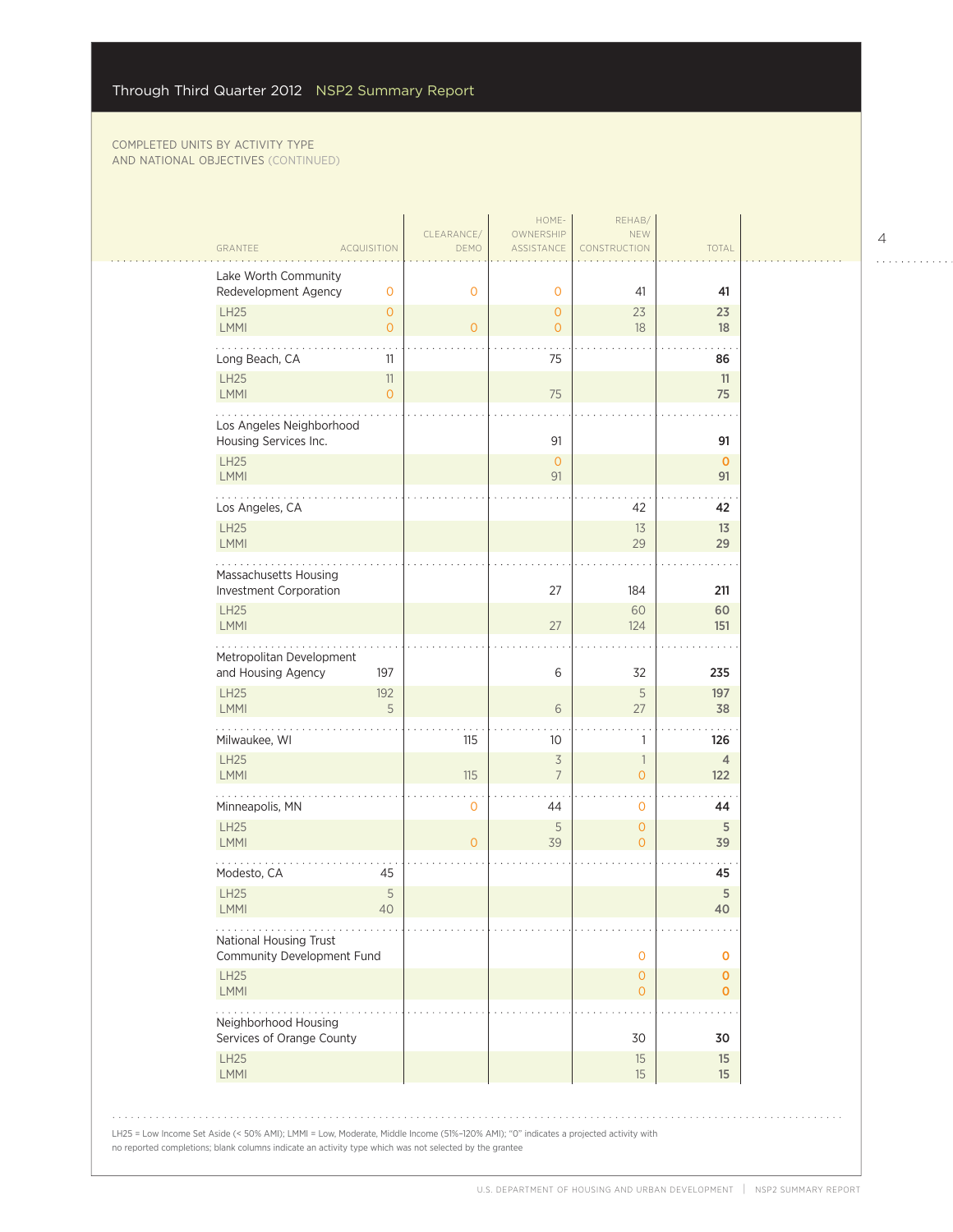COMPLETED UNITS BY ACTIVITY TYPE
AND NATIONAL OBJECTIVES (CONTINUED)

| GRANTEE | ACQUISITION | CLEARANCE/ DEMO | HOME-OWNERSHIP ASSISTANCE | REHAB/ NEW CONSTRUCTION | TOTAL |
|---|---|---|---|---|---|
| **Lake Worth Community Redevelopment Agency** | 0 | 0 | 0 | 41 | **41** |
| LH25 | 0 | | 0 | 23 | **23** |
| LMMI | 0 | 0 | 0 | 18 | **18** |
| **Long Beach, CA** | 11 | | 75 | | **86** |
| LH25 | 11 | | | | **11** |
| LMMI | 0 | | 75 | | **75** |
| **Los Angeles Neighborhood Housing Services Inc.** | | | 91 | | **91** |
| LH25 | | | 0 | | **0** |
| LMMI | | | 91 | | **91** |
| **Los Angeles, CA** | | | | 42 | **42** |
| LH25 | | | | 13 | **13** |
| LMMI | | | | 29 | **29** |
| **Massachusetts Housing Investment Corporation** | | | 27 | 184 | **211** |
| LH25 | | | | 60 | **60** |
| LMMI | | | 27 | 124 | **151** |
| **Metropolitan Development and Housing Agency** | 197 | | 6 | 32 | **235** |
| LH25 | 192 | | | 5 | **197** |
| LMMI | 5 | | 6 | 27 | **38** |
| **Milwaukee, WI** | | 115 | 10 | 1 | **126** |
| LH25 | | | 3 | 1 | **4** |
| LMMI | | 115 | 7 | 0 | **122** |
| **Minneapolis, MN** | | 0 | 44 | 0 | **44** |
| LH25 | | | 5 | 0 | **5** |
| LMMI | | 0 | 39 | 0 | **39** |
| **Modesto, CA** | 45 | | | | **45** |
| LH25 | 5 | | | | **5** |
| LMMI | 40 | | | | **40** |
| **National Housing Trust Community Development Fund** | | | | 0 | **0** |
| LH25 | | | | 0 | **0** |
| LMMI | | | | 0 | **0** |
| **Neighborhood Housing Services of Orange County** | | | | 30 | **30** |
| LH25 | | | | 15 | **15** |
| LMMI | | | | 15 | **15** |

LH25 = Low Income Set Aside (< 50% AMI); LMMI = Low, Moderate, Middle Income (51%–120% AMI); "0" indicates a projected activity with no reported completions; blank columns indicate an activity type which was not selected by the grantee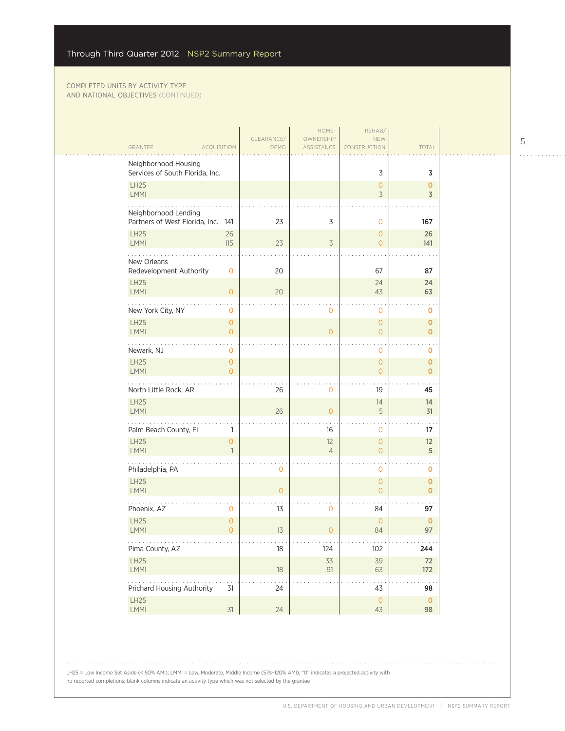COMPLETED UNITS BY ACTIVITY TYPE AND NATIONAL OBJECTIVES (CONTINUED)

| GRANTEE | ACQUISITION | CLEARANCE/ DEMO | HOME-OWNERSHIP ASSISTANCE | REHAB/ NEW CONSTRUCTION | TOTAL |
|---|---|---|---|---|---|
| Neighborhood Housing Services of South Florida, Inc. | | | | 3 | **3** |
| LH25 | | | | 0 | **0** |
| LMMI | | | | 3 | **3** |
| Neighborhood Lending Partners of West Florida, Inc. | 141 | 23 | 3 | 0 | **167** |
| LH25 | 26 | | | 0 | **26** |
| LMMI | 115 | 23 | 3 | 0 | **141** |
| New Orleans Redevelopment Authority | 0 | 20 | | 67 | **87** |
| LH25 | | | | 24 | **24** |
| LMMI | 0 | 20 | | 43 | **63** |
| New York City, NY | 0 | | 0 | 0 | **0** |
| LH25 | 0 | | | 0 | **0** |
| LMMI | 0 | | 0 | 0 | **0** |
| Newark, NJ | 0 | | | 0 | **0** |
| LH25 | 0 | | | 0 | **0** |
| LMMI | 0 | | | 0 | **0** |
| North Little Rock, AR | | 26 | 0 | 19 | **45** |
| LH25 | | | | 14 | **14** |
| LMMI | | 26 | 0 | 5 | **31** |
| Palm Beach County, FL | 1 | | 16 | 0 | **17** |
| LH25 | 0 | | 12 | 0 | **12** |
| LMMI | 1 | | 4 | 0 | **5** |
| Philadelphia, PA | | 0 | | 0 | **0** |
| LH25 | | | | 0 | **0** |
| LMMI | | 0 | | 0 | **0** |
| Phoenix, AZ | 0 | 13 | 0 | 84 | **97** |
| LH25 | 0 | | | 0 | **0** |
| LMMI | 0 | 13 | 0 | 84 | **97** |
| Pima County, AZ | | 18 | 124 | 102 | **244** |
| LH25 | | | 33 | 39 | **72** |
| LMMI | | 18 | 91 | 63 | **172** |
| Prichard Housing Authority | 31 | 24 | | 43 | **98** |
| LH25 | | | | 0 | **0** |
| LMMI | 31 | 24 | | 43 | **98** |

LH25 = Low Income Set Aside (< 50% AMI); LMMI = Low, Moderate, Middle Income (51%–120% AMI); "0" indicates a projected activity with no reported completions; blank columns indicate an activity type which was not selected by the grantee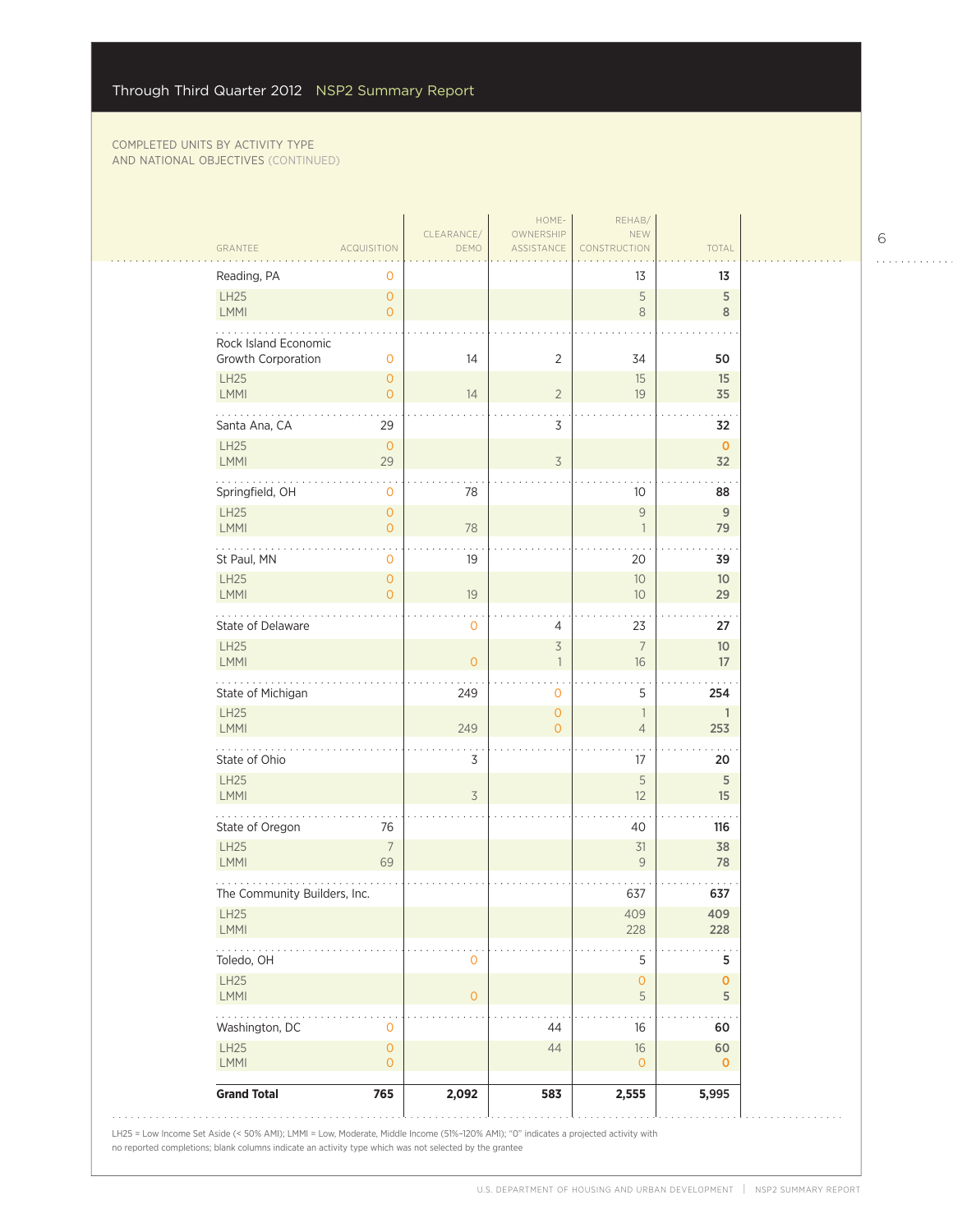COMPLETED UNITS BY ACTIVITY TYPE AND NATIONAL OBJECTIVES (CONTINUED)

| GRANTEE | ACQUISITION | CLEARANCE/ DEMO | HOME-OWNERSHIP ASSISTANCE | REHAB/ NEW CONSTRUCTION | TOTAL |
|---|---|---|---|---|---|
| Reading, PA | 0 | | | 13 | **13** |
| LH25 | 0 | | | 5 | 5 |
| LMMI | 0 | | | 8 | 8 |
| Rock Island Economic Growth Corporation | 0 | 14 | 2 | 34 | **50** |
| LH25 | 0 | | | 15 | 15 |
| LMMI | 0 | 14 | 2 | 19 | 35 |
| Santa Ana, CA | 29 | | 3 | | **32** |
| LH25 | 0 | | | | 0 |
| LMMI | 29 | | 3 | | 32 |
| Springfield, OH | 0 | 78 | | 10 | **88** |
| LH25 | 0 | | | 9 | 9 |
| LMMI | 0 | 78 | | 1 | 79 |
| St Paul, MN | 0 | 19 | | 20 | **39** |
| LH25 | 0 | | | 10 | 10 |
| LMMI | 0 | 19 | | 10 | 29 |
| State of Delaware | | 0 | 4 | 23 | **27** |
| LH25 | | | 3 | 7 | 10 |
| LMMI | | 0 | 1 | 16 | 17 |
| State of Michigan | | 249 | 0 | 5 | **254** |
| LH25 | | | 0 | 1 | 1 |
| LMMI | | 249 | 0 | 4 | 253 |
| State of Ohio | | 3 | | 17 | **20** |
| LH25 | | | | 5 | 5 |
| LMMI | | 3 | | 12 | 15 |
| State of Oregon | 76 | | | 40 | **116** |
| LH25 | 7 | | | 31 | 38 |
| LMMI | 69 | | | 9 | 78 |
| The Community Builders, Inc. | | | | 637 | **637** |
| LH25 | | | | 409 | 409 |
| LMMI | | | | 228 | 228 |
| Toledo, OH | | 0 | | 5 | **5** |
| LH25 | | | | 0 | 0 |
| LMMI | | 0 | | 5 | 5 |
| Washington, DC | 0 | | 44 | 16 | **60** |
| LH25 | 0 | | 44 | 16 | 60 |
| LMMI | 0 | | | 0 | 0 |
| **Grand Total** | **765** | **2,092** | **583** | **2,555** | **5,995** |

LH25 = Low Income Set Aside (< 50% AMI); LMMI = Low, Moderate, Middle Income (51%–120% AMI); "0" indicates a projected activity with no reported completions; blank columns indicate an activity type which was not selected by the grantee